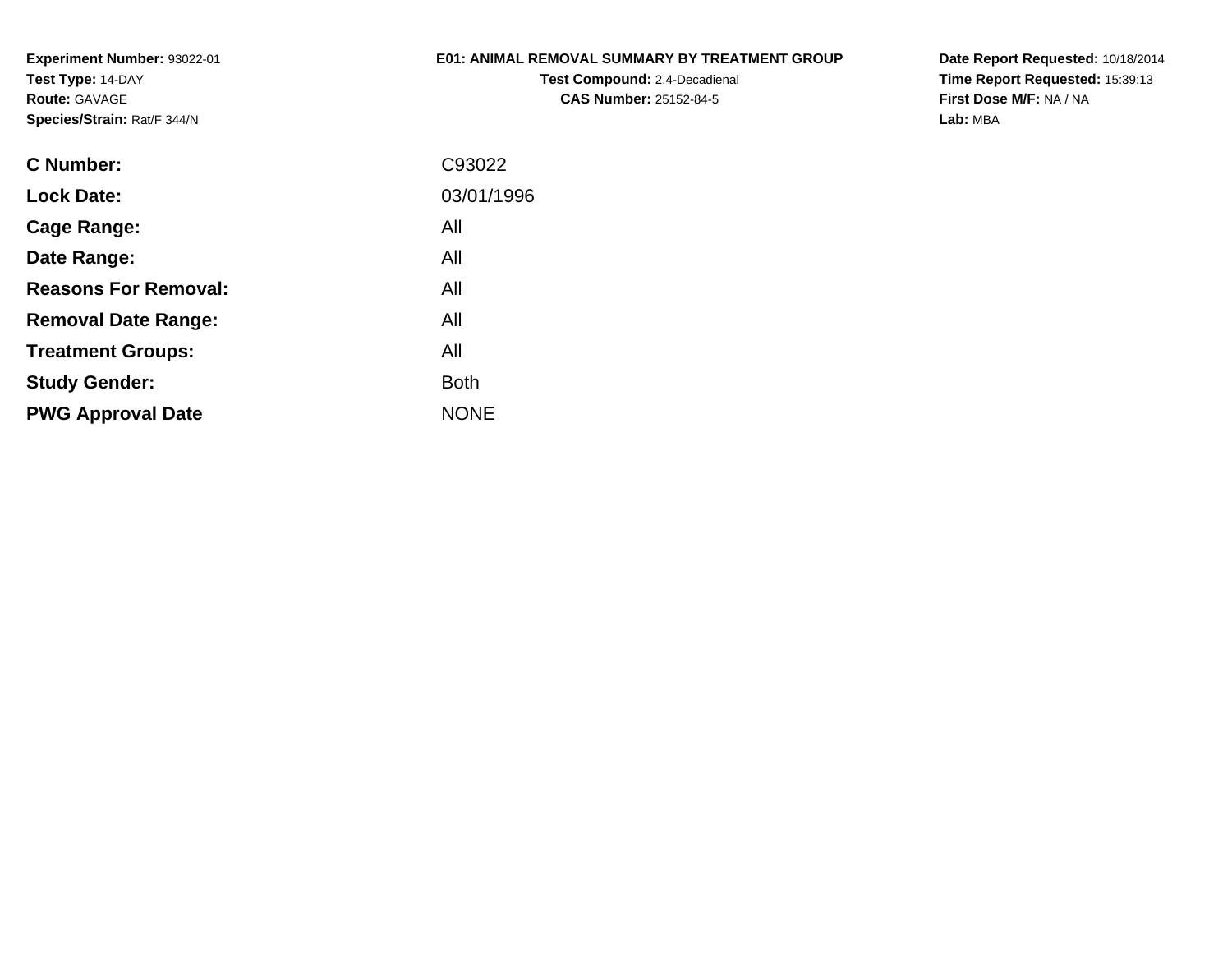**Experiment Number:** 93022-01
**Test Type:** 14-DAY
**Route:** GAVAGE
**Species/Strain:** Rat/F 344/N

**E01: ANIMAL REMOVAL SUMMARY BY TREATMENT GROUP**
**Test Compound:** 2,4-Decadienal
**CAS Number:** 25152-84-5

**Date Report Requested:** 10/18/2014
**Time Report Requested:** 15:39:13
**First Dose M/F:** NA / NA
**Lab:** MBA

| | |
|---|---|
| **C Number:** | C93022 |
| **Lock Date:** | 03/01/1996 |
| **Cage Range:** | All |
| **Date Range:** | All |
| **Reasons For Removal:** | All |
| **Removal Date Range:** | All |
| **Treatment Groups:** | All |
| **Study Gender:** | Both |
| **PWG Approval Date** | NONE |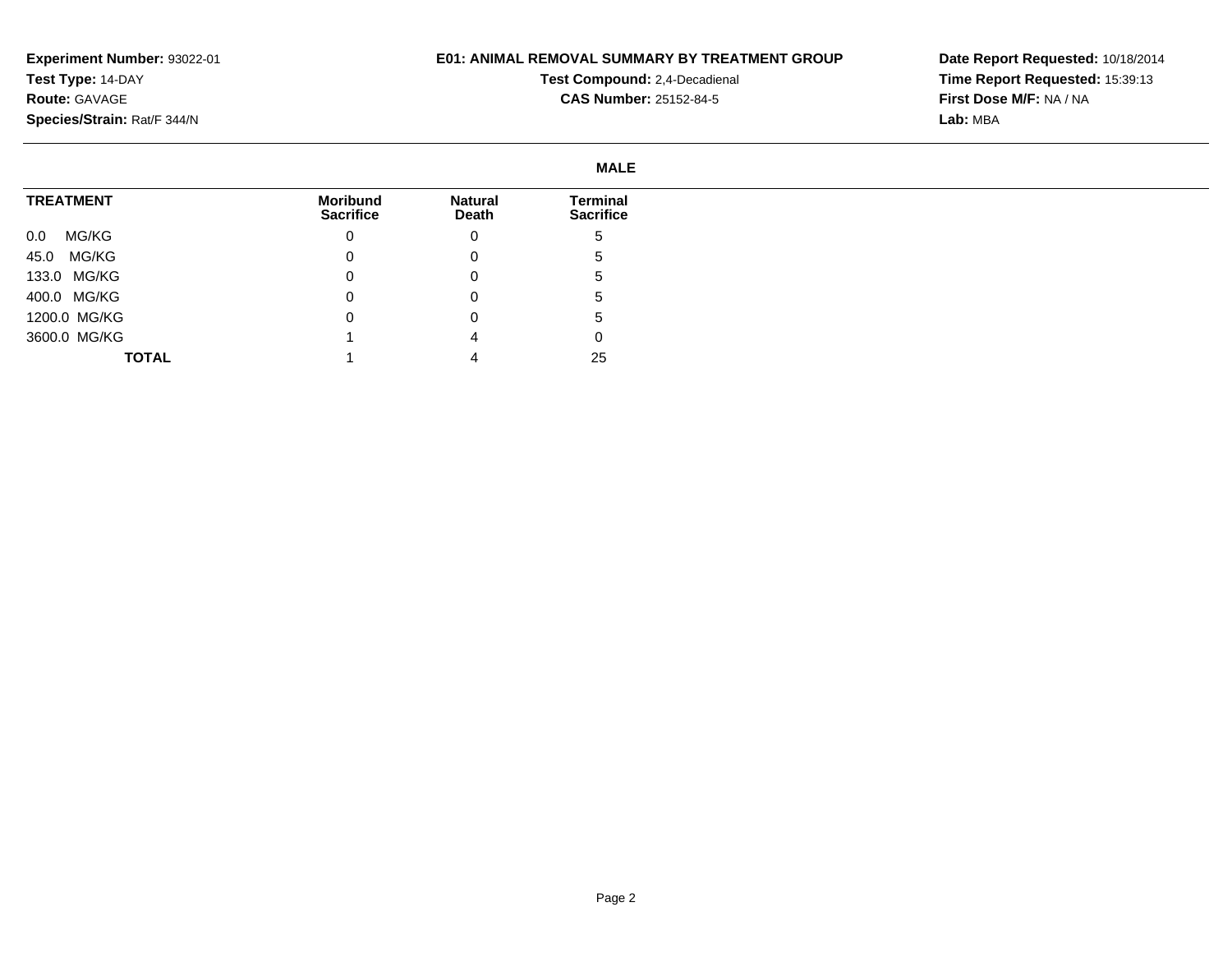**Experiment Number:** 93022-01
**Test Type:** 14-DAY
**Route:** GAVAGE
**Species/Strain:** Rat/F 344/N

**E01: ANIMAL REMOVAL SUMMARY BY TREATMENT GROUP**
**Test Compound:** 2,4-Decadienal
**CAS Number:** 25152-84-5

**Date Report Requested:** 10/18/2014
**Time Report Requested:** 15:39:13
**First Dose M/F:** NA / NA
**Lab:** MBA

**MALE**

| TREATMENT | Moribund Sacrifice | Natural Death | Terminal Sacrifice |
|---|---|---|---|
| 0.0 MG/KG | 0 | 0 | 5 |
| 45.0 MG/KG | 0 | 0 | 5 |
| 133.0 MG/KG | 0 | 0 | 5 |
| 400.0 MG/KG | 0 | 0 | 5 |
| 1200.0 MG/KG | 0 | 0 | 5 |
| 3600.0 MG/KG | 1 | 4 | 0 |
| **TOTAL** | 1 | 4 | 25 |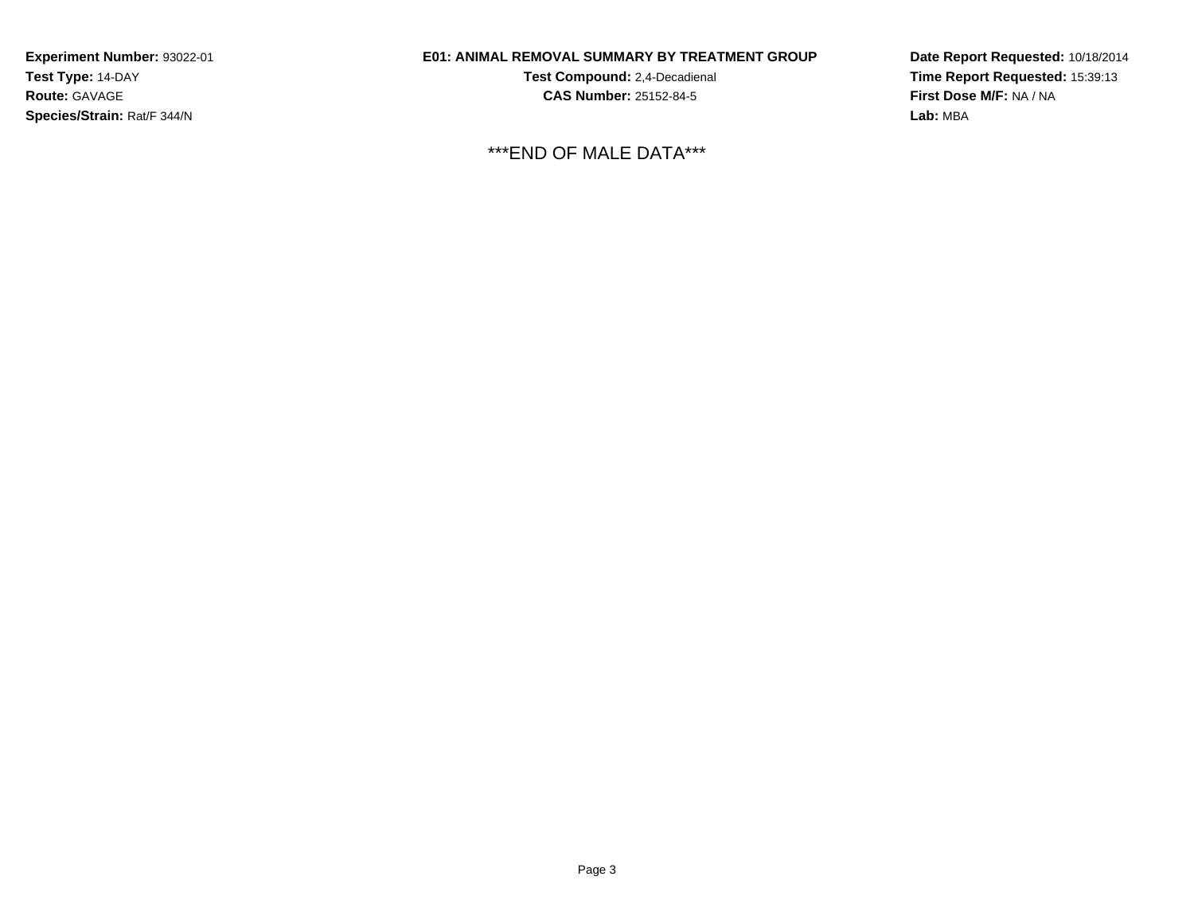**Experiment Number:** 93022-01
**Test Type:** 14-DAY
**Route:** GAVAGE
**Species/Strain:** Rat/F 344/N

**E01: ANIMAL REMOVAL SUMMARY BY TREATMENT GROUP**
**Test Compound:** 2,4-Decadienal
**CAS Number:** 25152-84-5

**Date Report Requested:** 10/18/2014
**Time Report Requested:** 15:39:13
**First Dose M/F:** NA / NA
**Lab:** MBA

***END OF MALE DATA***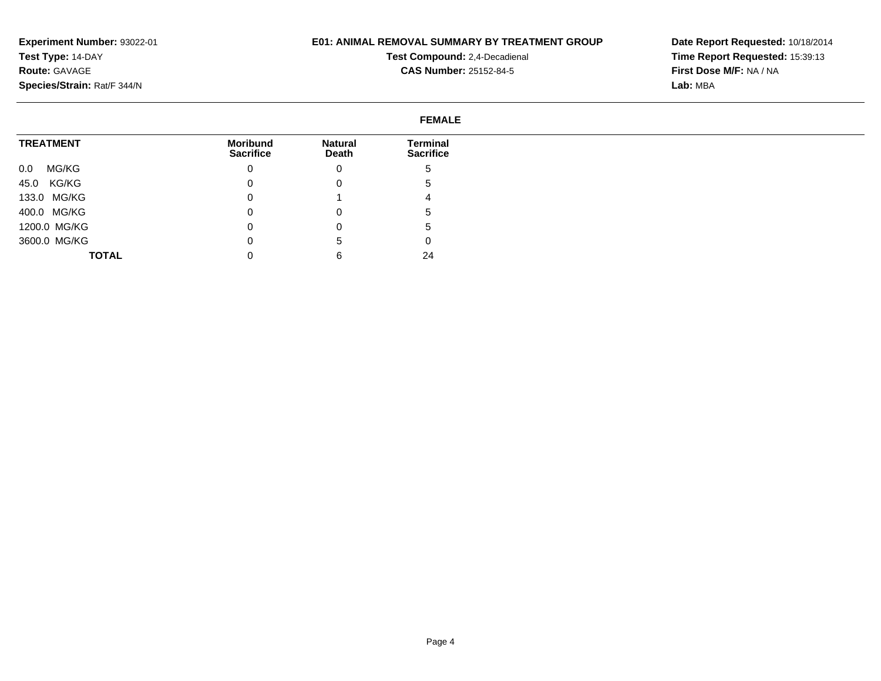**Experiment Number:** 93022-01
**Test Type:** 14-DAY
**Route:** GAVAGE
**Species/Strain:** Rat/F 344/N

**E01: ANIMAL REMOVAL SUMMARY BY TREATMENT GROUP**
**Test Compound:** 2,4-Decadienal
**CAS Number:** 25152-84-5

**Date Report Requested:** 10/18/2014
**Time Report Requested:** 15:39:13
**First Dose M/F:** NA / NA
**Lab:** MBA

**FEMALE**

| TREATMENT | Moribund Sacrifice | Natural Death | Terminal Sacrifice |
|---|---|---|---|
| 0.0 MG/KG | 0 | 0 | 5 |
| 45.0 KG/KG | 0 | 0 | 5 |
| 133.0 MG/KG | 0 | 1 | 4 |
| 400.0 MG/KG | 0 | 0 | 5 |
| 1200.0 MG/KG | 0 | 0 | 5 |
| 3600.0 MG/KG | 0 | 5 | 0 |
| **TOTAL** | 0 | 6 | 24 |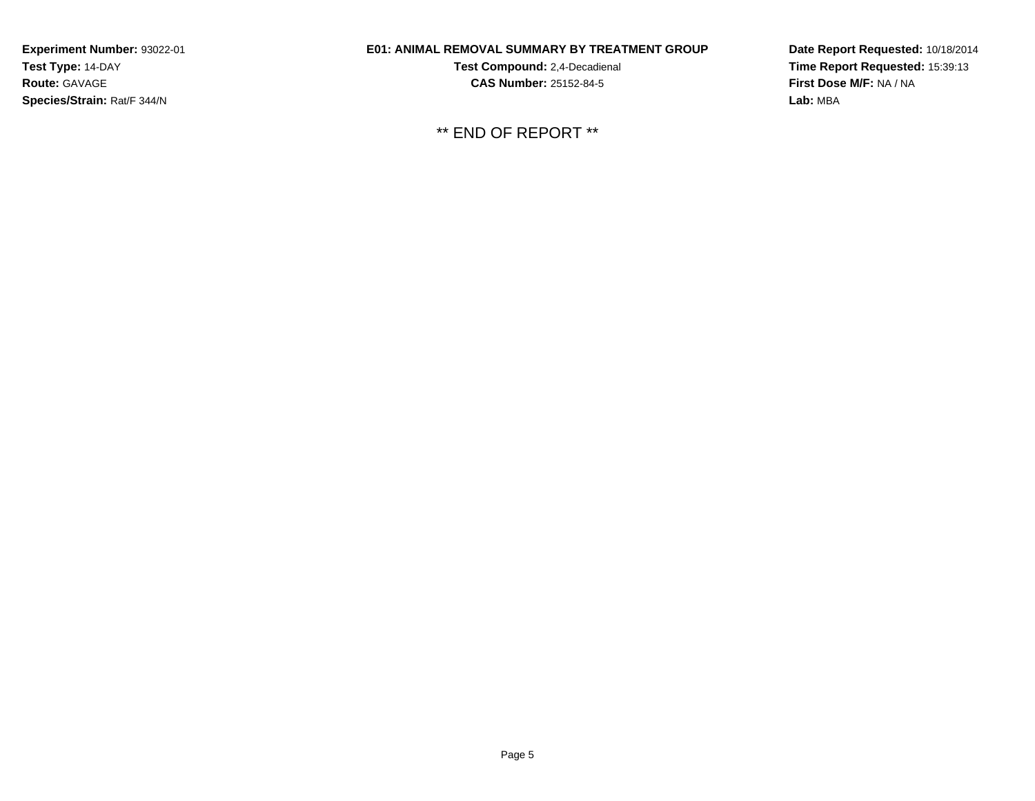**Experiment Number:** 93022-01
**Test Type:** 14-DAY
**Route:** GAVAGE
**Species/Strain:** Rat/F 344/N

**E01: ANIMAL REMOVAL SUMMARY BY TREATMENT GROUP**
**Test Compound:** 2,4-Decadienal
**CAS Number:** 25152-84-5

**Date Report Requested:** 10/18/2014
**Time Report Requested:** 15:39:13
**First Dose M/F:** NA / NA
**Lab:** MBA

** END OF REPORT **